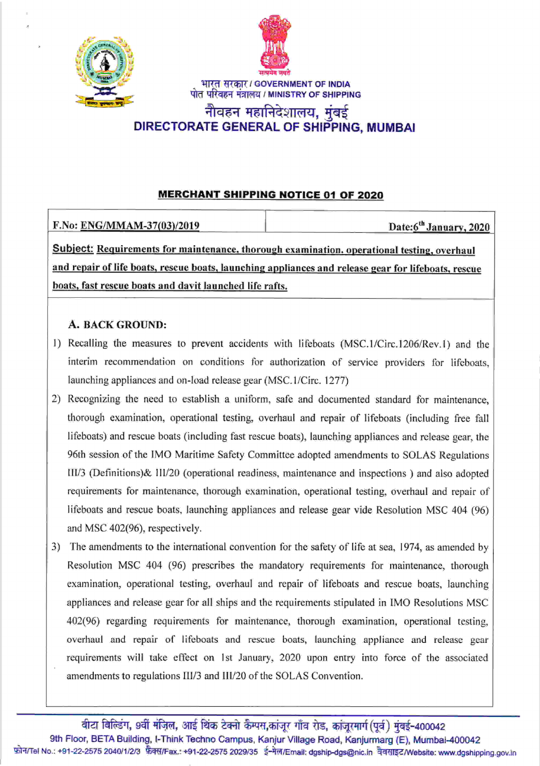भारत सरकार / GOVERNMENT OF INDIA
पोत परिवहन मंत्रालय / MINISTRY OF SHIPPING

# नौवहन महानिदेशालय, मुंबई
# DIRECTORATE GENERAL OF SHIPPING, MUMBAI

## MERCHANT SHIPPING NOTICE 01 OF 2020

| F.No: ENG/MMAM-37(03)/2019 | Date: 6th January, 2020 |
|---|---|

**Subject: Requirements for maintenance, thorough examination, operational testing, overhaul and repair of life boats, rescue boats, launching appliances and release gear for lifeboats, rescue boats, fast rescue boats and davit launched life rafts.**

### A. BACK GROUND:

1) Recalling the measures to prevent accidents with lifeboats (MSC.1/Circ.1206/Rev.1) and the interim recommendation on conditions for authorization of service providers for lifeboats, launching appliances and on-load release gear (MSC.1/Circ. 1277)

2) Recognizing the need to establish a uniform, safe and documented standard for maintenance, thorough examination, operational testing, overhaul and repair of lifeboats (including free fall lifeboats) and rescue boats (including fast rescue boats), launching appliances and release gear, the 96th session of the IMO Maritime Safety Committee adopted amendments to SOLAS Regulations III/3 (Definitions)& III/20 (operational readiness, maintenance and inspections ) and also adopted requirements for maintenance, thorough examination, operational testing, overhaul and repair of lifeboats and rescue boats, launching appliances and release gear vide Resolution MSC 404 (96) and MSC 402(96), respectively.

3) The amendments to the international convention for the safety of life at sea, 1974, as amended by Resolution MSC 404 (96) prescribes the mandatory requirements for maintenance, thorough examination, operational testing, overhaul and repair of lifeboats and rescue boats, launching appliances and release gear for all ships and the requirements stipulated in IMO Resolutions MSC 402(96) regarding requirements for maintenance, thorough examination, operational testing, overhaul and repair of lifeboats and rescue boats, launching appliance and release gear requirements will take effect on 1st January, 2020 upon entry into force of the associated amendments to regulations III/3 and III/20 of the SOLAS Convention.

बीटा बिल्डिंग, 9वीं मंज़िल, आई थिंक टेक्नो कैम्पस, कांजूर गाँव रोड, कांजूरमार्ग (पूर्व) मुंबई-400042
9th Floor, BETA Building, I-Think Techno Campus, Kanjur Village Road, Kanjurmarg (E), Mumbai-400042
फ़ोन/Tel No.: +91-22-2575 2040/1/2/3 फ़ैक्स/Fax.: +91-22-2575 2029/35 ई-मेल/Email: dgship-dgs@nic.in वेबसाइट/Website: www.dgshipping.gov.in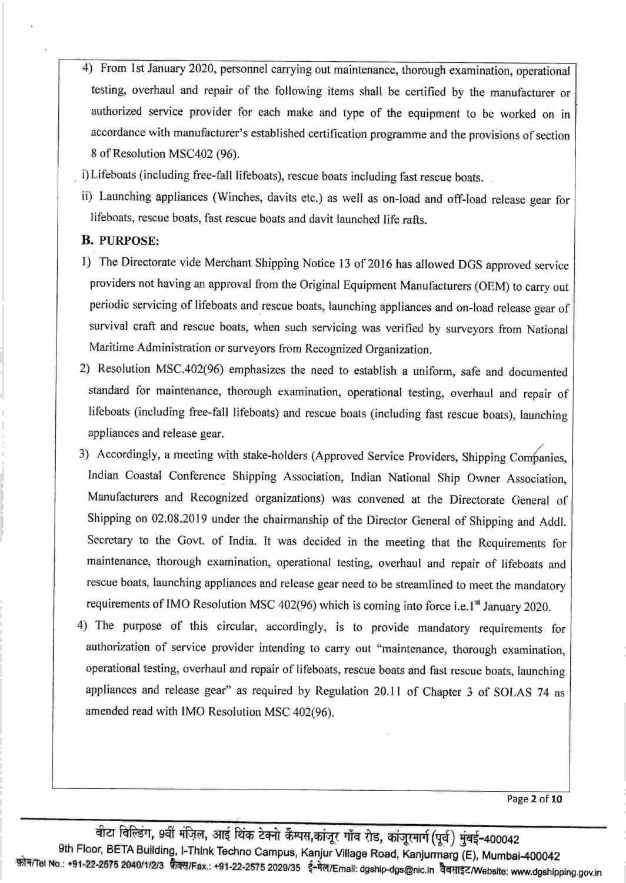4) From 1st January 2020, personnel carrying out maintenance, thorough examination, operational testing, overhaul and repair of the following items shall be certified by the manufacturer or authorized service provider for each make and type of the equipment to be worked on in accordance with manufacturer's established certification programme and the provisions of section 8 of Resolution MSC402 (96).

i) Lifeboats (including free-fall lifeboats), rescue boats including fast rescue boats.

ii) Launching appliances (Winches, davits etc.) as well as on-load and off-load release gear for lifeboats, rescue boats, fast rescue boats and davit launched life rafts.

**B. PURPOSE:**

1) The Directorate vide Merchant Shipping Notice 13 of 2016 has allowed DGS approved service providers not having an approval from the Original Equipment Manufacturers (OEM) to carry out periodic servicing of lifeboats and rescue boats, launching appliances and on-load release gear of survival craft and rescue boats, when such servicing was verified by surveyors from National Maritime Administration or surveyors from Recognized Organization.

2) Resolution MSC.402(96) emphasizes the need to establish a uniform, safe and documented standard for maintenance, thorough examination, operational testing, overhaul and repair of lifeboats (including free-fall lifeboats) and rescue boats (including fast rescue boats), launching appliances and release gear.

3) Accordingly, a meeting with stake-holders (Approved Service Providers, Shipping Companies, Indian Coastal Conference Shipping Association, Indian National Ship Owner Association, Manufacturers and Recognized organizations) was convened at the Directorate General of Shipping on 02.08.2019 under the chairmanship of the Director General of Shipping and Addl. Secretary to the Govt. of India. It was decided in the meeting that the Requirements for maintenance, thorough examination, operational testing, overhaul and repair of lifeboats and rescue boats, launching appliances and release gear need to be streamlined to meet the mandatory requirements of IMO Resolution MSC 402(96) which is coming into force i.e. 1st January 2020.

4) The purpose of this circular, accordingly, is to provide mandatory requirements for authorization of service provider intending to carry out "maintenance, thorough examination, operational testing, overhaul and repair of lifeboats, rescue boats and fast rescue boats, launching appliances and release gear" as required by Regulation 20.11 of Chapter 3 of SOLAS 74 as amended read with IMO Resolution MSC 402(96).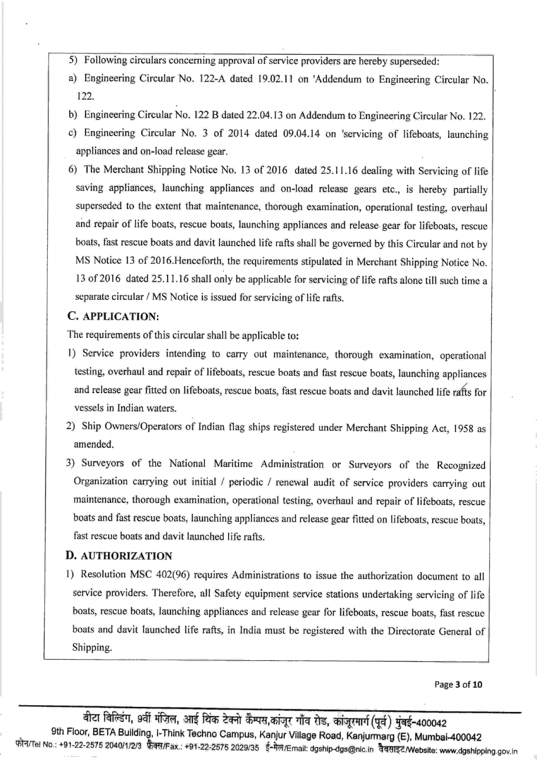5) Following circulars concerning approval of service providers are hereby superseded:

a) Engineering Circular No. 122-A dated 19.02.11 on 'Addendum to Engineering Circular No. 122.

b) Engineering Circular No. 122 B dated 22.04.13 on Addendum to Engineering Circular No. 122.

c) Engineering Circular No. 3 of 2014 dated 09.04.14 on 'servicing of lifeboats, launching appliances and on-load release gear.

6) The Merchant Shipping Notice No. 13 of 2016 dated 25.11.16 dealing with Servicing of life saving appliances, launching appliances and on-load release gears etc., is hereby partially superseded to the extent that maintenance, thorough examination, operational testing, overhaul and repair of life boats, rescue boats, launching appliances and release gear for lifeboats, rescue boats, fast rescue boats and davit launched life rafts shall be governed by this Circular and not by MS Notice 13 of 2016.Henceforth, the requirements stipulated in Merchant Shipping Notice No. 13 of 2016 dated 25.11.16 shall only be applicable for servicing of life rafts alone till such time a separate circular / MS Notice is issued for servicing of life rafts.

## C. APPLICATION:

The requirements of this circular shall be applicable to:

1) Service providers intending to carry out maintenance, thorough examination, operational testing, overhaul and repair of lifeboats, rescue boats and fast rescue boats, launching appliances and release gear fitted on lifeboats, rescue boats, fast rescue boats and davit launched life rafts for vessels in Indian waters.

2) Ship Owners/Operators of Indian flag ships registered under Merchant Shipping Act, 1958 as amended.

3) Surveyors of the National Maritime Administration or Surveyors of the Recognized Organization carrying out initial / periodic / renewal audit of service providers carrying out maintenance, thorough examination, operational testing, overhaul and repair of lifeboats, rescue boats and fast rescue boats, launching appliances and release gear fitted on lifeboats, rescue boats, fast rescue boats and davit launched life rafts.

## D. AUTHORIZATION

1) Resolution MSC 402(96) requires Administrations to issue the authorization document to all service providers. Therefore, all Safety equipment service stations undertaking servicing of life boats, rescue boats, launching appliances and release gear for lifeboats, rescue boats, fast rescue boats and davit launched life rafts, in India must be registered with the Directorate General of Shipping.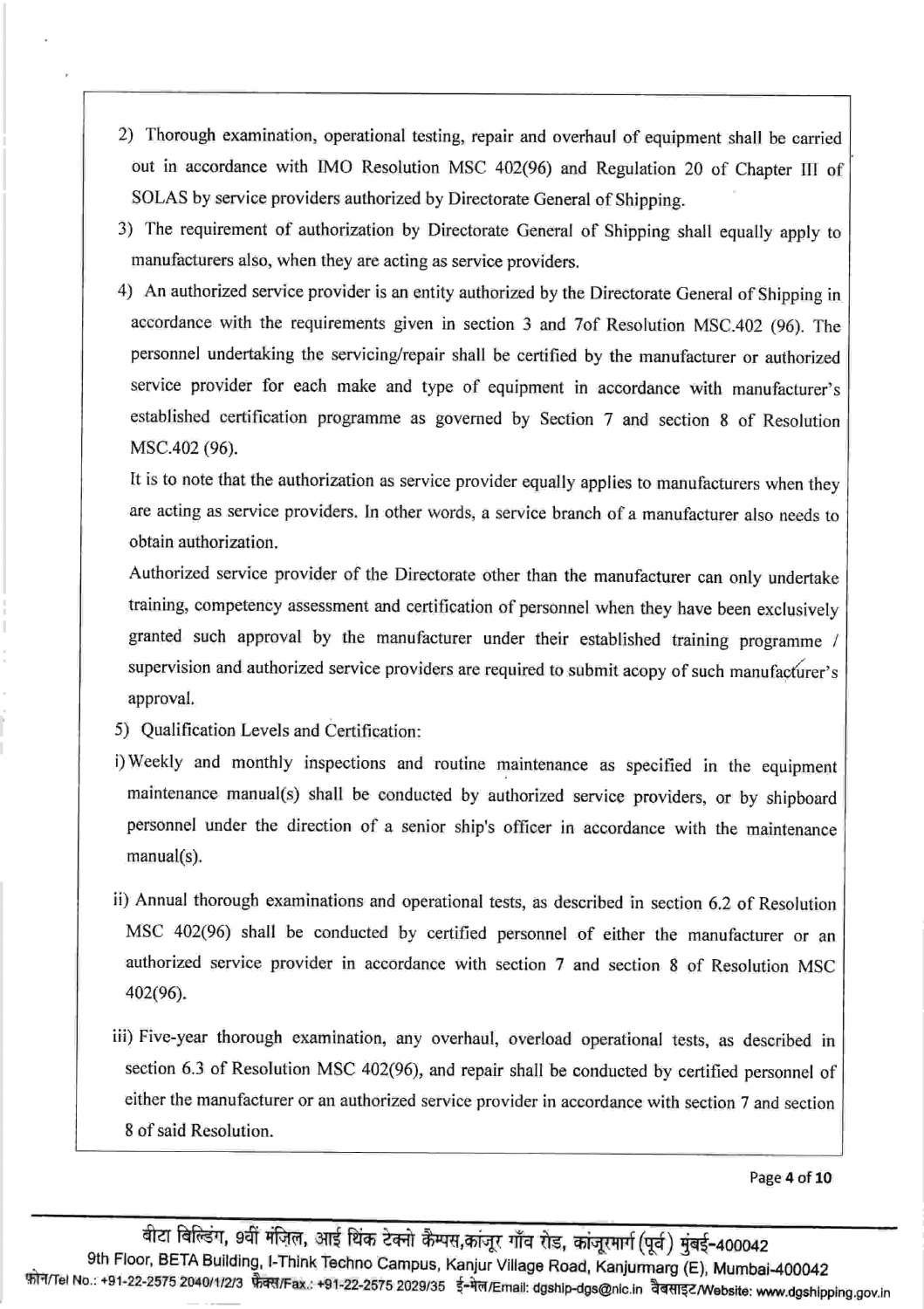2) Thorough examination, operational testing, repair and overhaul of equipment shall be carried out in accordance with IMO Resolution MSC 402(96) and Regulation 20 of Chapter III of SOLAS by service providers authorized by Directorate General of Shipping.

3) The requirement of authorization by Directorate General of Shipping shall equally apply to manufacturers also, when they are acting as service providers.

4) An authorized service provider is an entity authorized by the Directorate General of Shipping in accordance with the requirements given in section 3 and 7of Resolution MSC.402 (96). The personnel undertaking the servicing/repair shall be certified by the manufacturer or authorized service provider for each make and type of equipment in accordance with manufacturer's established certification programme as governed by Section 7 and section 8 of Resolution MSC.402 (96).

   It is to note that the authorization as service provider equally applies to manufacturers when they are acting as service providers. In other words, a service branch of a manufacturer also needs to obtain authorization.

   Authorized service provider of the Directorate other than the manufacturer can only undertake training, competency assessment and certification of personnel when they have been exclusively granted such approval by the manufacturer under their established training programme / supervision and authorized service providers are required to submit acopy of such manufacturer's approval.

5) Qualification Levels and Certification:

i) Weekly and monthly inspections and routine maintenance as specified in the equipment maintenance manual(s) shall be conducted by authorized service providers, or by shipboard personnel under the direction of a senior ship's officer in accordance with the maintenance manual(s).

ii) Annual thorough examinations and operational tests, as described in section 6.2 of Resolution MSC 402(96) shall be conducted by certified personnel of either the manufacturer or an authorized service provider in accordance with section 7 and section 8 of Resolution MSC 402(96).

iii) Five-year thorough examination, any overhaul, overload operational tests, as described in section 6.3 of Resolution MSC 402(96), and repair shall be conducted by certified personnel of either the manufacturer or an authorized service provider in accordance with section 7 and section 8 of said Resolution.